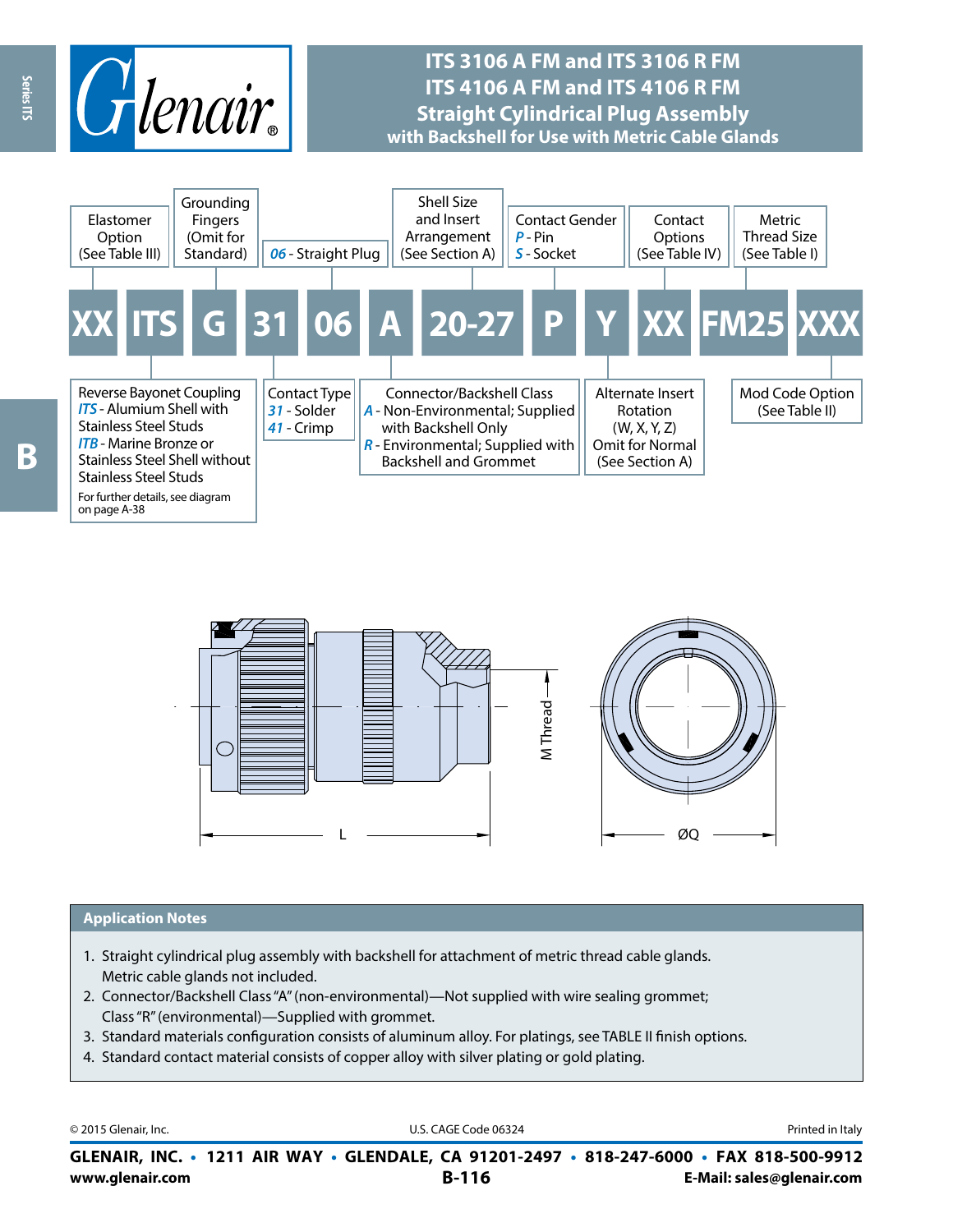# ITS 3106 A FM and ITS 3106 R FM
# ITS 4106 A FM and ITS 4106 R FM
# Straight Cylindrical Plug Assembly
## with Backshell for Use with Metric Cable Glands

**XX ITS G 31 06 A 20-27 P Y XX FM25 XXX**

- **XX** – Elastomer Option (See Table III)
- **ITS** – Reverse Bayonet Coupling
  - *ITS* - Alumium Shell with Stainless Steel Studs
  - *ITB* - Marine Bronze or Stainless Steel Shell without Stainless Steel Studs
  - For further details, see diagram on page A-38
- **G** – Grounding Fingers (Omit for Standard)
- **31** – Contact Type
  - *31* - Solder
  - *41* - Crimp
- **06** – *06* - Straight Plug
- **A** – Connector/Backshell Class
  - *A* - Non-Environmental; Supplied with Backshell Only
  - *R* - Environmental; Supplied with Backshell and Grommet
- **20-27** – Shell Size and Insert Arrangement (See Section A)
- **P** – Contact Gender
  - *P* - Pin
  - *S* - Socket
- **Y** – Alternate Insert Rotation (W, X, Y, Z) Omit for Normal (See Section A)
- **XX** – Contact Options (See Table IV)
- **FM25** – Metric Thread Size (See Table I)
- **XXX** – Mod Code Option (See Table II)

M Thread

L

ØQ

## Application Notes

1. Straight cylindrical plug assembly with backshell for attachment of metric thread cable glands. Metric cable glands not included.
2. Connector/Backshell Class "A" (non-environmental)—Not supplied with wire sealing grommet; Class "R" (environmental)—Supplied with grommet.
3. Standard materials configuration consists of aluminum alloy. For platings, see TABLE II finish options.
4. Standard contact material consists of copper alloy with silver plating or gold plating.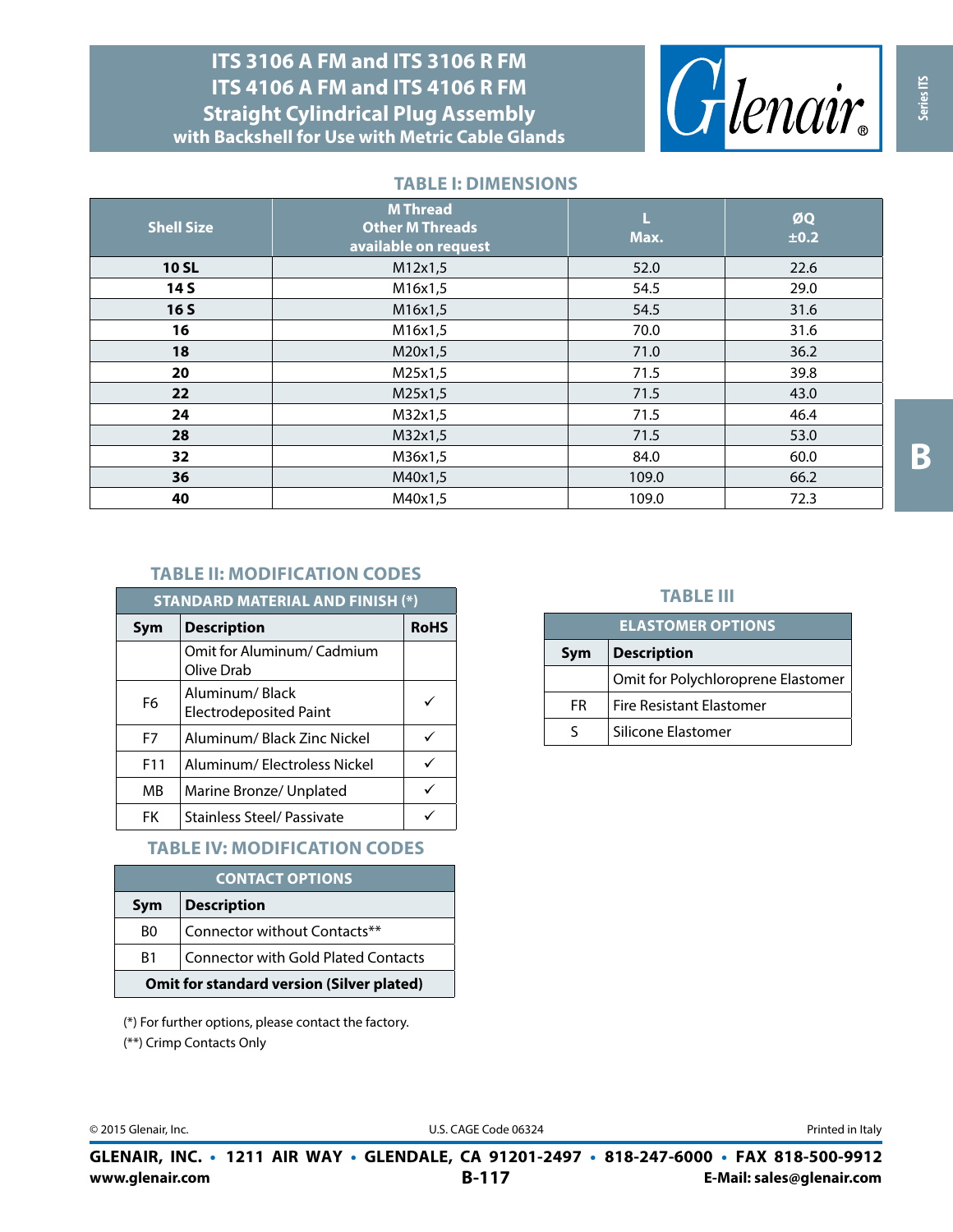# ITS 3106 A FM and ITS 3106 R FM
# ITS 4106 A FM and ITS 4106 R FM
# Straight Cylindrical Plug Assembly
## with Backshell for Use with Metric Cable Glands

### TABLE I: DIMENSIONS

| Shell Size | M Thread<br>Other M Threads<br>available on request | L<br>Max. | ØQ<br>±0.2 |
|---|---|---|---|
| **10 SL** | M12x1,5 | 52.0 | 22.6 |
| **14 S** | M16x1,5 | 54.5 | 29.0 |
| **16 S** | M16x1,5 | 54.5 | 31.6 |
| **16** | M16x1,5 | 70.0 | 31.6 |
| **18** | M20x1,5 | 71.0 | 36.2 |
| **20** | M25x1,5 | 71.5 | 39.8 |
| **22** | M25x1,5 | 71.5 | 43.0 |
| **24** | M32x1,5 | 71.5 | 46.4 |
| **28** | M32x1,5 | 71.5 | 53.0 |
| **32** | M36x1,5 | 84.0 | 60.0 |
| **36** | M40x1,5 | 109.0 | 66.2 |
| **40** | M40x1,5 | 109.0 | 72.3 |

### TABLE II: MODIFICATION CODES

| STANDARD MATERIAL AND FINISH (*) | | |
|---|---|---|
| **Sym** | **Description** | **RoHS** |
| | Omit for Aluminum/ Cadmium Olive Drab | |
| F6 | Aluminum/ Black Electrodeposited Paint | ✓ |
| F7 | Aluminum/ Black Zinc Nickel | ✓ |
| F11 | Aluminum/ Electroless Nickel | ✓ |
| MB | Marine Bronze/ Unplated | ✓ |
| FK | Stainless Steel/ Passivate | ✓ |

### TABLE III

| ELASTOMER OPTIONS | |
|---|---|
| **Sym** | **Description** |
| | Omit for Polychloroprene Elastomer |
| FR | Fire Resistant Elastomer |
| S | Silicone Elastomer |

### TABLE IV: MODIFICATION CODES

| CONTACT OPTIONS | |
|---|---|
| **Sym** | **Description** |
| B0 | Connector without Contacts** |
| B1 | Connector with Gold Plated Contacts |
| **Omit for standard version (Silver plated)** | |

(*) For further options, please contact the factory.

(**) Crimp Contacts Only

© 2015 Glenair, Inc. U.S. CAGE Code 06324 Printed in Italy

**GLENAIR, INC. • 1211 AIR WAY • GLENDALE, CA 91201-2497 • 818-247-6000 • FAX 818-500-9912**

**www.glenair.com** **E-Mail: sales@glenair.com**